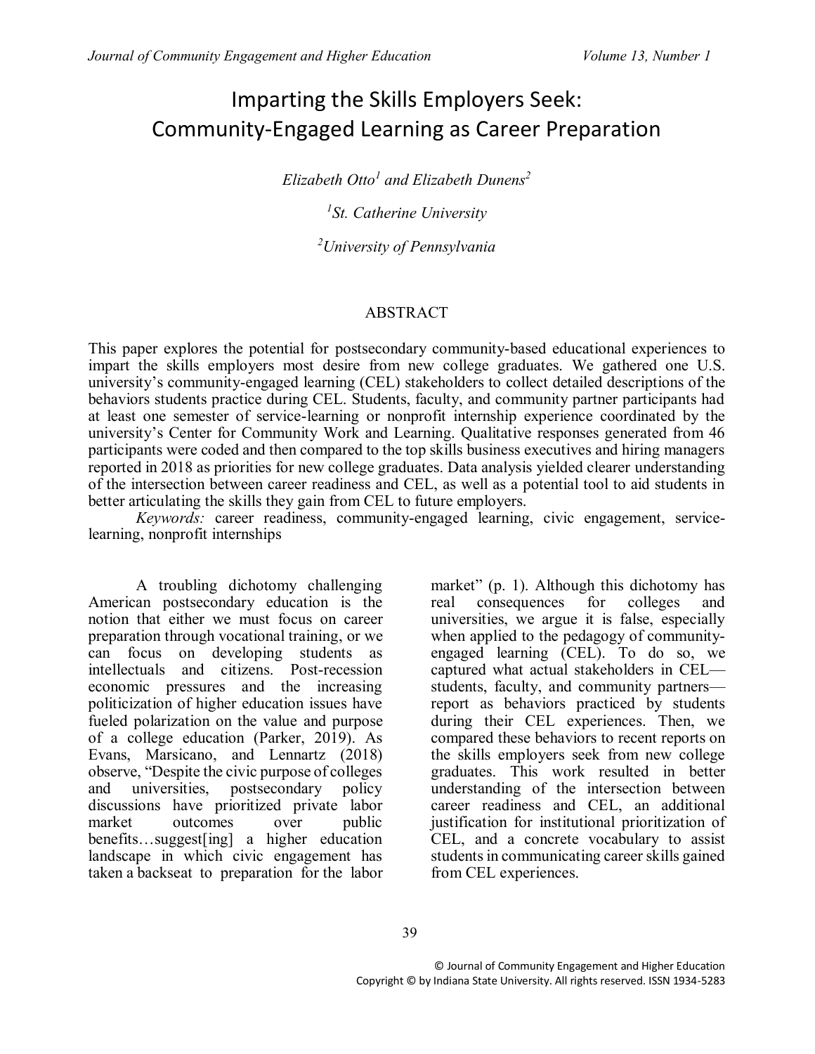# Imparting the Skills Employers Seek: Community-Engaged Learning as Career Preparation

*Elizabeth Otto[1] and Elizabeth Dunens[2]*

*[1]St. Catherine University*

*[2]University of Pennsylvania*

## ABSTRACT

This paper explores the potential for postsecondary community-based educational experiences to impart the skills employers most desire from new college graduates. We gathered one U.S. university's community-engaged learning (CEL) stakeholders to collect detailed descriptions of the behaviors students practice during CEL. Students, faculty, and community partner participants had at least one semester of service-learning or nonprofit internship experience coordinated by the university's Center for Community Work and Learning. Qualitative responses generated from 46 participants were coded and then compared to the top skills business executives and hiring managers reported in 2018 as priorities for new college graduates. Data analysis yielded clearer understanding of the intersection between career readiness and CEL, as well as a potential tool to aid students in better articulating the skills they gain from CEL to future employers.

*Keywords:* career readiness, community-engaged learning, civic engagement, service-learning, nonprofit internships

A troubling dichotomy challenging American postsecondary education is the notion that either we must focus on career preparation through vocational training, or we can focus on developing students as intellectuals and citizens. Post-recession economic pressures and the increasing politicization of higher education issues have fueled polarization on the value and purpose of a college education (Parker, 2019). As Evans, Marsicano, and Lennartz (2018) observe, "Despite the civic purpose of colleges and universities, postsecondary policy discussions have prioritized private labor market outcomes over public benefits…suggest[ing] a higher education landscape in which civic engagement has taken a backseat to preparation for the labor market" (p. 1). Although this dichotomy has real consequences for colleges and universities, we argue it is false, especially when applied to the pedagogy of community-engaged learning (CEL). To do so, we captured what actual stakeholders in CEL—students, faculty, and community partners—report as behaviors practiced by students during their CEL experiences. Then, we compared these behaviors to recent reports on the skills employers seek from new college graduates. This work resulted in better understanding of the intersection between career readiness and CEL, an additional justification for institutional prioritization of CEL, and a concrete vocabulary to assist students in communicating career skills gained from CEL experiences.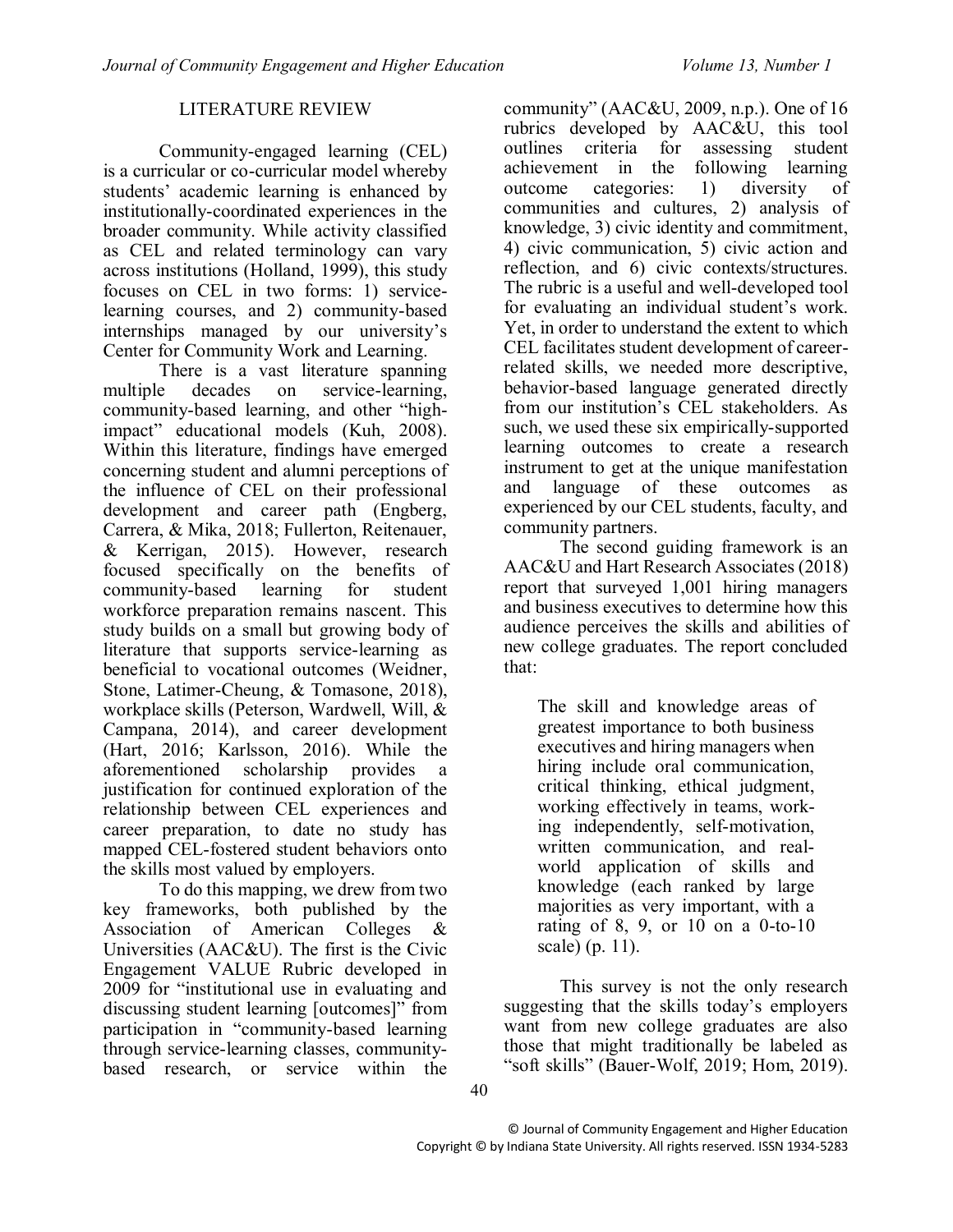## LITERATURE REVIEW

Community-engaged learning (CEL) is a curricular or co-curricular model whereby students' academic learning is enhanced by institutionally-coordinated experiences in the broader community. While activity classified as CEL and related terminology can vary across institutions (Holland, 1999), this study focuses on CEL in two forms: 1) service-learning courses, and 2) community-based internships managed by our university's Center for Community Work and Learning.

There is a vast literature spanning multiple decades on service-learning, community-based learning, and other "high-impact" educational models (Kuh, 2008). Within this literature, findings have emerged concerning student and alumni perceptions of the influence of CEL on their professional development and career path (Engberg, Carrera, & Mika, 2018; Fullerton, Reitenauer, & Kerrigan, 2015). However, research focused specifically on the benefits of community-based learning for student workforce preparation remains nascent. This study builds on a small but growing body of literature that supports service-learning as beneficial to vocational outcomes (Weidner, Stone, Latimer-Cheung, & Tomasone, 2018), workplace skills (Peterson, Wardwell, Will, & Campana, 2014), and career development (Hart, 2016; Karlsson, 2016). While the aforementioned scholarship provides a justification for continued exploration of the relationship between CEL experiences and career preparation, to date no study has mapped CEL-fostered student behaviors onto the skills most valued by employers.

To do this mapping, we drew from two key frameworks, both published by the Association of American Colleges & Universities (AAC&U). The first is the Civic Engagement VALUE Rubric developed in 2009 for "institutional use in evaluating and discussing student learning [outcomes]" from participation in "community-based learning through service-learning classes, community-based research, or service within the community" (AAC&U, 2009, n.p.). One of 16 rubrics developed by AAC&U, this tool outlines criteria for assessing student achievement in the following learning outcome categories: 1) diversity of communities and cultures, 2) analysis of knowledge, 3) civic identity and commitment, 4) civic communication, 5) civic action and reflection, and 6) civic contexts/structures. The rubric is a useful and well-developed tool for evaluating an individual student's work. Yet, in order to understand the extent to which CEL facilitates student development of career-related skills, we needed more descriptive, behavior-based language generated directly from our institution's CEL stakeholders. As such, we used these six empirically-supported learning outcomes to create a research instrument to get at the unique manifestation and language of these outcomes as experienced by our CEL students, faculty, and community partners.

The second guiding framework is an AAC&U and Hart Research Associates (2018) report that surveyed 1,001 hiring managers and business executives to determine how this audience perceives the skills and abilities of new college graduates. The report concluded that:

> The skill and knowledge areas of greatest importance to both business executives and hiring managers when hiring include oral communication, critical thinking, ethical judgment, working effectively in teams, working independently, self-motivation, written communication, and real-world application of skills and knowledge (each ranked by large majorities as very important, with a rating of 8, 9, or 10 on a 0-to-10 scale) (p. 11).

This survey is not the only research suggesting that the skills today's employers want from new college graduates are also those that might traditionally be labeled as "soft skills" (Bauer-Wolf, 2019; Hom, 2019).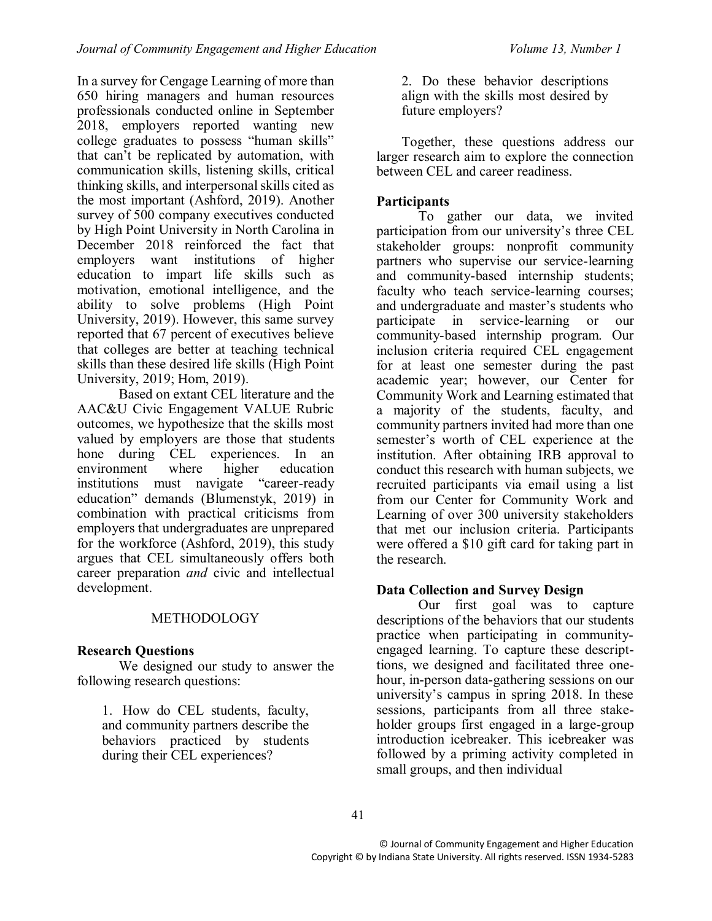In a survey for Cengage Learning of more than 650 hiring managers and human resources professionals conducted online in September 2018, employers reported wanting new college graduates to possess "human skills" that can't be replicated by automation, with communication skills, listening skills, critical thinking skills, and interpersonal skills cited as the most important (Ashford, 2019). Another survey of 500 company executives conducted by High Point University in North Carolina in December 2018 reinforced the fact that employers want institutions of higher education to impart life skills such as motivation, emotional intelligence, and the ability to solve problems (High Point University, 2019). However, this same survey reported that 67 percent of executives believe that colleges are better at teaching technical skills than these desired life skills (High Point University, 2019; Hom, 2019).

Based on extant CEL literature and the AAC&U Civic Engagement VALUE Rubric outcomes, we hypothesize that the skills most valued by employers are those that students hone during CEL experiences. In an environment where higher education institutions must navigate "career-ready education" demands (Blumenstyk, 2019) in combination with practical criticisms from employers that undergraduates are unprepared for the workforce (Ashford, 2019), this study argues that CEL simultaneously offers both career preparation *and* civic and intellectual development.

## METHODOLOGY

### Research Questions

We designed our study to answer the following research questions:

> 1. How do CEL students, faculty, and community partners describe the behaviors practiced by students during their CEL experiences?
>
> 2. Do these behavior descriptions align with the skills most desired by future employers?

Together, these questions address our larger research aim to explore the connection between CEL and career readiness.

### Participants

To gather our data, we invited participation from our university's three CEL stakeholder groups: nonprofit community partners who supervise our service-learning and community-based internship students; faculty who teach service-learning courses; and undergraduate and master's students who participate in service-learning or our community-based internship program. Our inclusion criteria required CEL engagement for at least one semester during the past academic year; however, our Center for Community Work and Learning estimated that a majority of the students, faculty, and community partners invited had more than one semester's worth of CEL experience at the institution. After obtaining IRB approval to conduct this research with human subjects, we recruited participants via email using a list from our Center for Community Work and Learning of over 300 university stakeholders that met our inclusion criteria. Participants were offered a $10 gift card for taking part in the research.

### Data Collection and Survey Design

Our first goal was to capture descriptions of the behaviors that our students practice when participating in community-engaged learning. To capture these descriptions, we designed and facilitated three one-hour, in-person data-gathering sessions on our university's campus in spring 2018. In these sessions, participants from all three stakeholder groups first engaged in a large-group introduction icebreaker. This icebreaker was followed by a priming activity completed in small groups, and then individual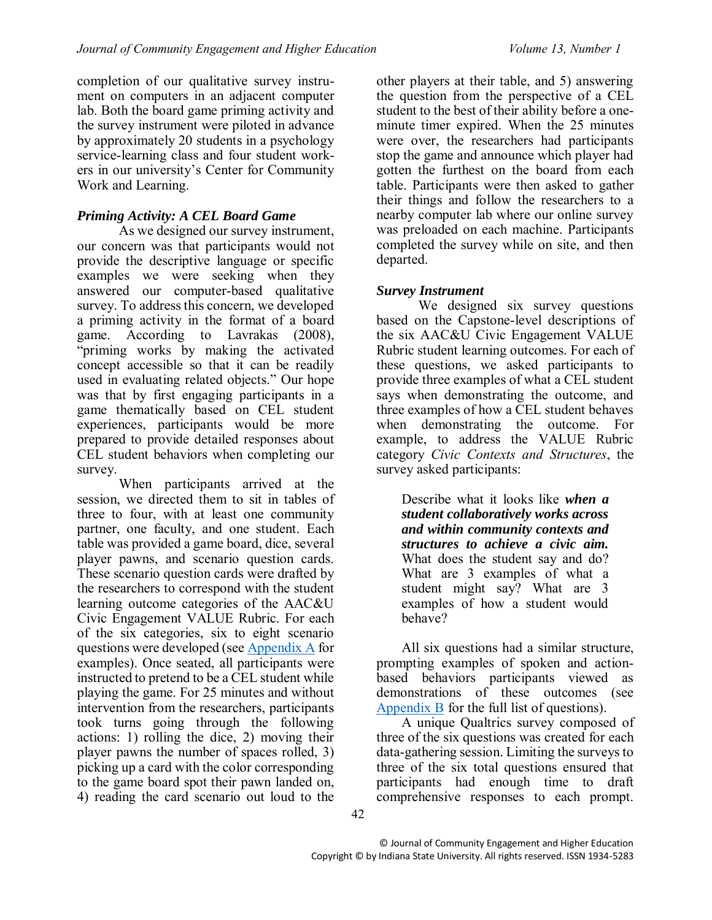completion of our qualitative survey instrument on computers in an adjacent computer lab. Both the board game priming activity and the survey instrument were piloted in advance by approximately 20 students in a psychology service-learning class and four student workers in our university's Center for Community Work and Learning.

### *Priming Activity: A CEL Board Game*

As we designed our survey instrument, our concern was that participants would not provide the descriptive language or specific examples we were seeking when they answered our computer-based qualitative survey. To address this concern, we developed a priming activity in the format of a board game. According to Lavrakas (2008), "priming works by making the activated concept accessible so that it can be readily used in evaluating related objects." Our hope was that by first engaging participants in a game thematically based on CEL student experiences, participants would be more prepared to provide detailed responses about CEL student behaviors when completing our survey.

When participants arrived at the session, we directed them to sit in tables of three to four, with at least one community partner, one faculty, and one student. Each table was provided a game board, dice, several player pawns, and scenario question cards. These scenario question cards were drafted by the researchers to correspond with the student learning outcome categories of the AAC&U Civic Engagement VALUE Rubric. For each of the six categories, six to eight scenario questions were developed (see Appendix A for examples). Once seated, all participants were instructed to pretend to be a CEL student while playing the game. For 25 minutes and without intervention from the researchers, participants took turns going through the following actions: 1) rolling the dice, 2) moving their player pawns the number of spaces rolled, 3) picking up a card with the color corresponding to the game board spot their pawn landed on, 4) reading the card scenario out loud to the other players at their table, and 5) answering the question from the perspective of a CEL student to the best of their ability before a one-minute timer expired. When the 25 minutes were over, the researchers had participants stop the game and announce which player had gotten the furthest on the board from each table. Participants were then asked to gather their things and follow the researchers to a nearby computer lab where our online survey was preloaded on each machine. Participants completed the survey while on site, and then departed.

### *Survey Instrument*

We designed six survey questions based on the Capstone-level descriptions of the six AAC&U Civic Engagement VALUE Rubric student learning outcomes. For each of these questions, we asked participants to provide three examples of what a CEL student says when demonstrating the outcome, and three examples of how a CEL student behaves when demonstrating the outcome. For example, to address the VALUE Rubric category *Civic Contexts and Structures*, the survey asked participants:

> Describe what it looks like ***when a student collaboratively works across and within community contexts and structures to achieve a civic aim.*** What does the student say and do? What are 3 examples of what a student might say? What are 3 examples of how a student would behave?

All six questions had a similar structure, prompting examples of spoken and action-based behaviors participants viewed as demonstrations of these outcomes (see Appendix B for the full list of questions).

A unique Qualtrics survey composed of three of the six questions was created for each data-gathering session. Limiting the surveys to three of the six total questions ensured that participants had enough time to draft comprehensive responses to each prompt.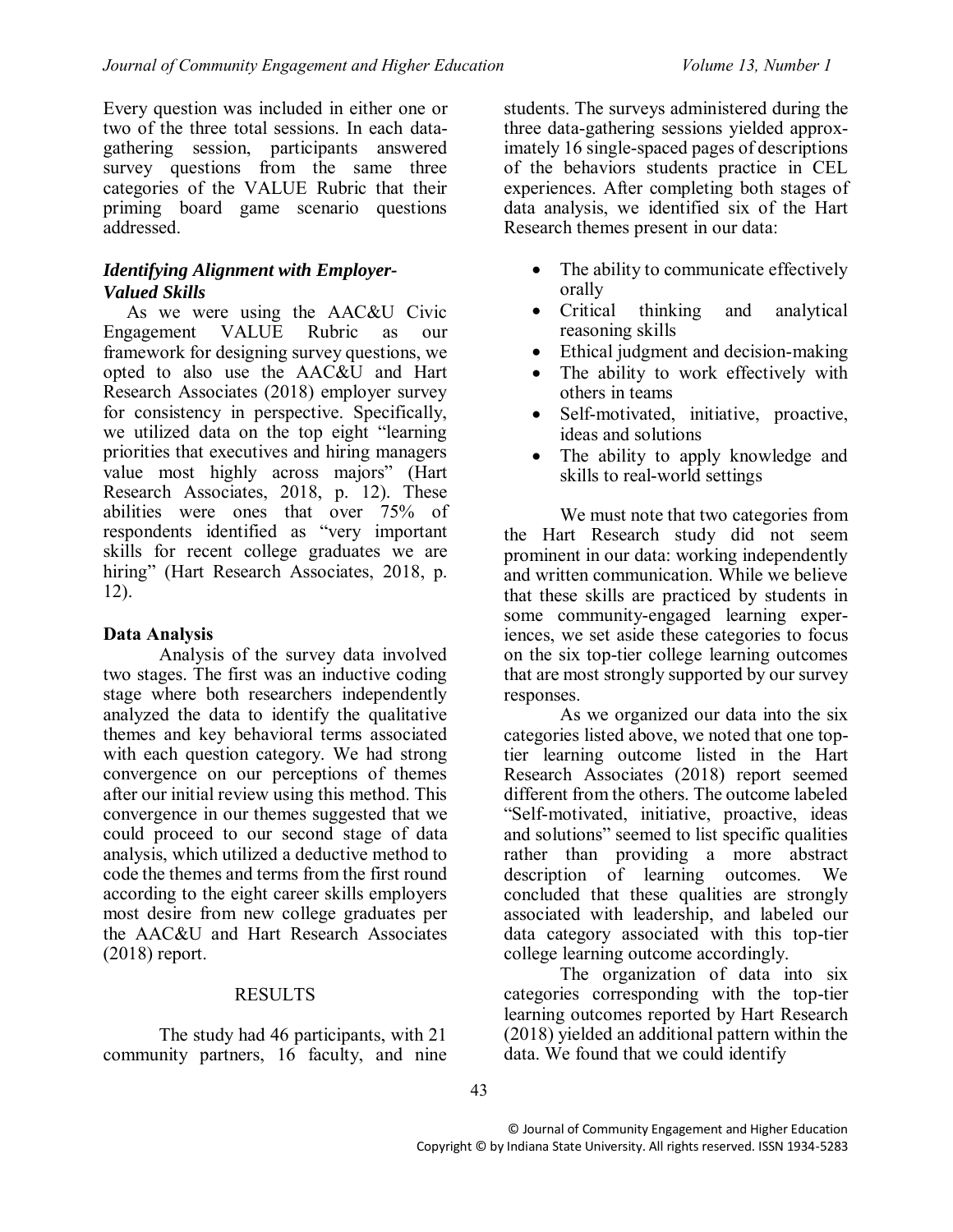Every question was included in either one or two of the three total sessions. In each data-gathering session, participants answered survey questions from the same three categories of the VALUE Rubric that their priming board game scenario questions addressed.

### *Identifying Alignment with Employer-Valued Skills*

As we were using the AAC&U Civic Engagement VALUE Rubric as our framework for designing survey questions, we opted to also use the AAC&U and Hart Research Associates (2018) employer survey for consistency in perspective. Specifically, we utilized data on the top eight "learning priorities that executives and hiring managers value most highly across majors" (Hart Research Associates, 2018, p. 12). These abilities were ones that over 75% of respondents identified as "very important skills for recent college graduates we are hiring" (Hart Research Associates, 2018, p. 12).

## Data Analysis

Analysis of the survey data involved two stages. The first was an inductive coding stage where both researchers independently analyzed the data to identify the qualitative themes and key behavioral terms associated with each question category. We had strong convergence on our perceptions of themes after our initial review using this method. This convergence in our themes suggested that we could proceed to our second stage of data analysis, which utilized a deductive method to code the themes and terms from the first round according to the eight career skills employers most desire from new college graduates per the AAC&U and Hart Research Associates (2018) report.

## RESULTS

The study had 46 participants, with 21 community partners, 16 faculty, and nine students. The surveys administered during the three data-gathering sessions yielded approximately 16 single-spaced pages of descriptions of the behaviors students practice in CEL experiences. After completing both stages of data analysis, we identified six of the Hart Research themes present in our data:

- The ability to communicate effectively orally
- Critical thinking and analytical reasoning skills
- Ethical judgment and decision-making
- The ability to work effectively with others in teams
- Self-motivated, initiative, proactive, ideas and solutions
- The ability to apply knowledge and skills to real-world settings

We must note that two categories from the Hart Research study did not seem prominent in our data: working independently and written communication. While we believe that these skills are practiced by students in some community-engaged learning experiences, we set aside these categories to focus on the six top-tier college learning outcomes that are most strongly supported by our survey responses.

As we organized our data into the six categories listed above, we noted that one top-tier learning outcome listed in the Hart Research Associates (2018) report seemed different from the others. The outcome labeled "Self-motivated, initiative, proactive, ideas and solutions" seemed to list specific qualities rather than providing a more abstract description of learning outcomes. We concluded that these qualities are strongly associated with leadership, and labeled our data category associated with this top-tier college learning outcome accordingly.

The organization of data into six categories corresponding with the top-tier learning outcomes reported by Hart Research (2018) yielded an additional pattern within the data. We found that we could identify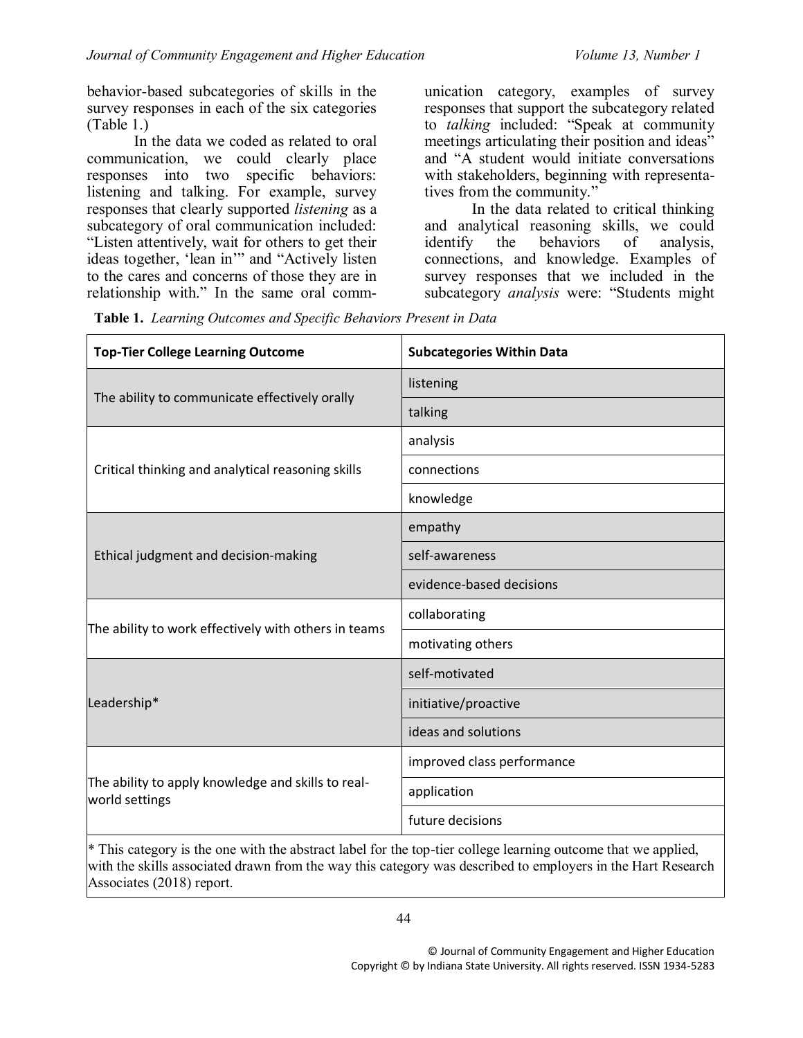behavior-based subcategories of skills in the survey responses in each of the six categories (Table 1.)

In the data we coded as related to oral communication, we could clearly place responses into two specific behaviors: listening and talking. For example, survey responses that clearly supported *listening* as a subcategory of oral communication included: "Listen attentively, wait for others to get their ideas together, 'lean in'" and "Actively listen to the cares and concerns of those they are in relationship with." In the same oral communication category, examples of survey responses that support the subcategory related to *talking* included: "Speak at community meetings articulating their position and ideas" and "A student would initiate conversations with stakeholders, beginning with representatives from the community."

In the data related to critical thinking and analytical reasoning skills, we could identify the behaviors of analysis, connections, and knowledge. Examples of survey responses that we included in the subcategory *analysis* were: "Students might

**Table 1.** *Learning Outcomes and Specific Behaviors Present in Data*

| Top-Tier College Learning Outcome | Subcategories Within Data |
|---|---|
| The ability to communicate effectively orally | listening |
| | talking |
| Critical thinking and analytical reasoning skills | analysis |
| | connections |
| | knowledge |
| Ethical judgment and decision-making | empathy |
| | self-awareness |
| | evidence-based decisions |
| The ability to work effectively with others in teams | collaborating |
| | motivating others |
| Leadership* | self-motivated |
| | initiative/proactive |
| | ideas and solutions |
| The ability to apply knowledge and skills to real-world settings | improved class performance |
| | application |
| | future decisions |

* This category is the one with the abstract label for the top-tier college learning outcome that we applied, with the skills associated drawn from the way this category was described to employers in the Hart Research Associates (2018) report.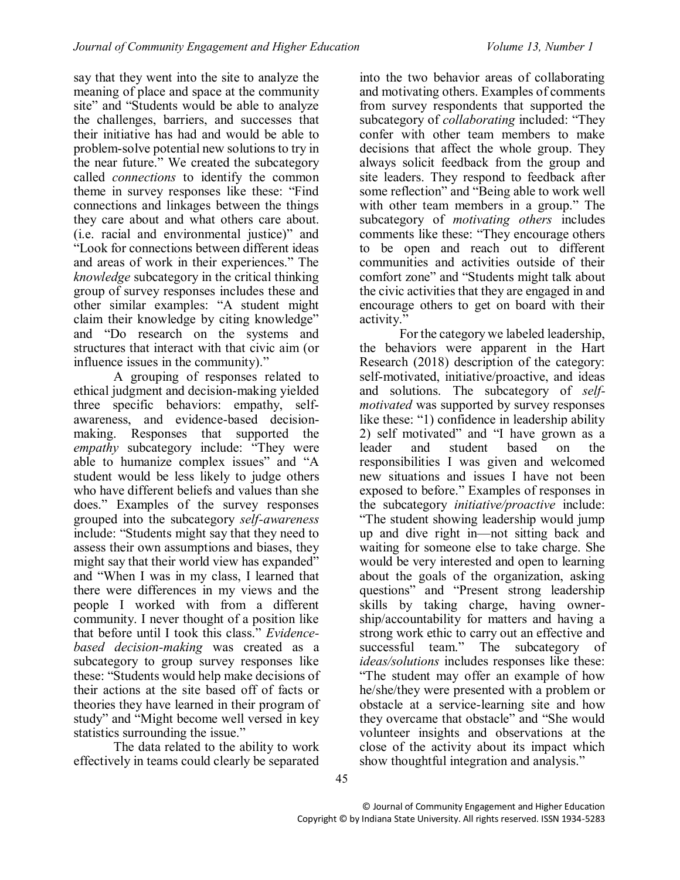say that they went into the site to analyze the meaning of place and space at the community site" and "Students would be able to analyze the challenges, barriers, and successes that their initiative has had and would be able to problem-solve potential new solutions to try in the near future." We created the subcategory called *connections* to identify the common theme in survey responses like these: "Find connections and linkages between the things they care about and what others care about. (i.e. racial and environmental justice)" and "Look for connections between different ideas and areas of work in their experiences." The *knowledge* subcategory in the critical thinking group of survey responses includes these and other similar examples: "A student might claim their knowledge by citing knowledge" and "Do research on the systems and structures that interact with that civic aim (or influence issues in the community)."

A grouping of responses related to ethical judgment and decision-making yielded three specific behaviors: empathy, self-awareness, and evidence-based decision-making. Responses that supported the *empathy* subcategory include: "They were able to humanize complex issues" and "A student would be less likely to judge others who have different beliefs and values than she does." Examples of the survey responses grouped into the subcategory *self-awareness* include: "Students might say that they need to assess their own assumptions and biases, they might say that their world view has expanded" and "When I was in my class, I learned that there were differences in my views and the people I worked with from a different community. I never thought of a position like that before until I took this class." *Evidence-based decision-making* was created as a subcategory to group survey responses like these: "Students would help make decisions of their actions at the site based off of facts or theories they have learned in their program of study" and "Might become well versed in key statistics surrounding the issue."

The data related to the ability to work effectively in teams could clearly be separated into the two behavior areas of collaborating and motivating others. Examples of comments from survey respondents that supported the subcategory of *collaborating* included: "They confer with other team members to make decisions that affect the whole group. They always solicit feedback from the group and site leaders. They respond to feedback after some reflection" and "Being able to work well with other team members in a group." The subcategory of *motivating others* includes comments like these: "They encourage others to be open and reach out to different communities and activities outside of their comfort zone" and "Students might talk about the civic activities that they are engaged in and encourage others to get on board with their activity."

For the category we labeled leadership, the behaviors were apparent in the Hart Research (2018) description of the category: self-motivated, initiative/proactive, and ideas and solutions. The subcategory of *self-motivated* was supported by survey responses like these: "1) confidence in leadership ability 2) self motivated" and "I have grown as a leader and student based on the responsibilities I was given and welcomed new situations and issues I have not been exposed to before." Examples of responses in the subcategory *initiative/proactive* include: "The student showing leadership would jump up and dive right in—not sitting back and waiting for someone else to take charge. She would be very interested and open to learning about the goals of the organization, asking questions" and "Present strong leadership skills by taking charge, having ownership/accountability for matters and having a strong work ethic to carry out an effective and successful team." The subcategory of *ideas/solutions* includes responses like these: "The student may offer an example of how he/she/they were presented with a problem or obstacle at a service-learning site and how they overcame that obstacle" and "She would volunteer insights and observations at the close of the activity about its impact which show thoughtful integration and analysis."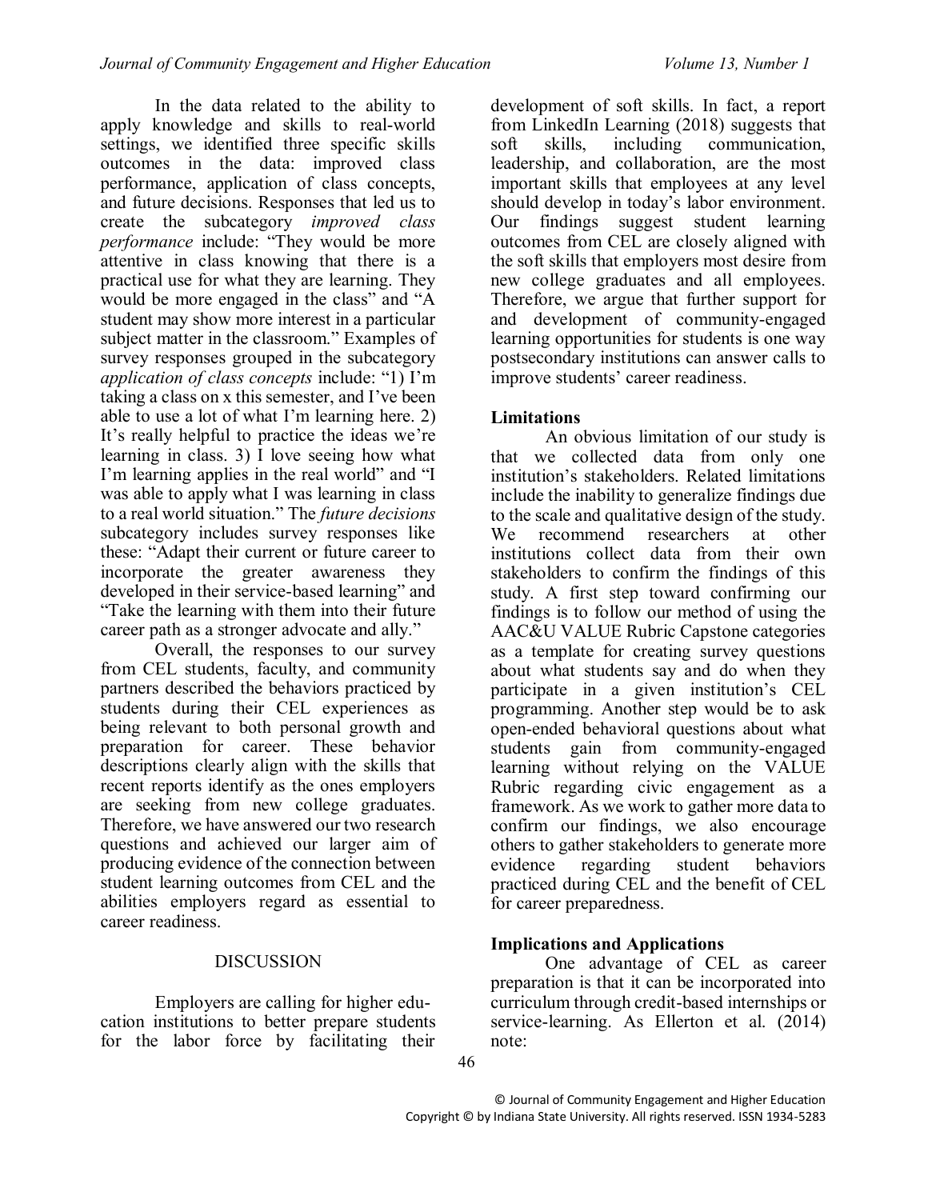In the data related to the ability to apply knowledge and skills to real-world settings, we identified three specific skills outcomes in the data: improved class performance, application of class concepts, and future decisions. Responses that led us to create the subcategory *improved class performance* include: "They would be more attentive in class knowing that there is a practical use for what they are learning. They would be more engaged in the class" and "A student may show more interest in a particular subject matter in the classroom." Examples of survey responses grouped in the subcategory *application of class concepts* include: "1) I'm taking a class on x this semester, and I've been able to use a lot of what I'm learning here. 2) It's really helpful to practice the ideas we're learning in class. 3) I love seeing how what I'm learning applies in the real world" and "I was able to apply what I was learning in class to a real world situation." The *future decisions* subcategory includes survey responses like these: "Adapt their current or future career to incorporate the greater awareness they developed in their service-based learning" and "Take the learning with them into their future career path as a stronger advocate and ally."

Overall, the responses to our survey from CEL students, faculty, and community partners described the behaviors practiced by students during their CEL experiences as being relevant to both personal growth and preparation for career. These behavior descriptions clearly align with the skills that recent reports identify as the ones employers are seeking from new college graduates. Therefore, we have answered our two research questions and achieved our larger aim of producing evidence of the connection between student learning outcomes from CEL and the abilities employers regard as essential to career readiness.

## DISCUSSION

Employers are calling for higher education institutions to better prepare students for the labor force by facilitating their development of soft skills. In fact, a report from LinkedIn Learning (2018) suggests that soft skills, including communication, leadership, and collaboration, are the most important skills that employees at any level should develop in today's labor environment. Our findings suggest student learning outcomes from CEL are closely aligned with the soft skills that employers most desire from new college graduates and all employees. Therefore, we argue that further support for and development of community-engaged learning opportunities for students is one way postsecondary institutions can answer calls to improve students' career readiness.

### Limitations

An obvious limitation of our study is that we collected data from only one institution's stakeholders. Related limitations include the inability to generalize findings due to the scale and qualitative design of the study. We recommend researchers at other institutions collect data from their own stakeholders to confirm the findings of this study. A first step toward confirming our findings is to follow our method of using the AAC&U VALUE Rubric Capstone categories as a template for creating survey questions about what students say and do when they participate in a given institution's CEL programming. Another step would be to ask open-ended behavioral questions about what students gain from community-engaged learning without relying on the VALUE Rubric regarding civic engagement as a framework. As we work to gather more data to confirm our findings, we also encourage others to gather stakeholders to generate more evidence regarding student behaviors practiced during CEL and the benefit of CEL for career preparedness.

### Implications and Applications

One advantage of CEL as career preparation is that it can be incorporated into curriculum through credit-based internships or service-learning. As Ellerton et al. (2014) note: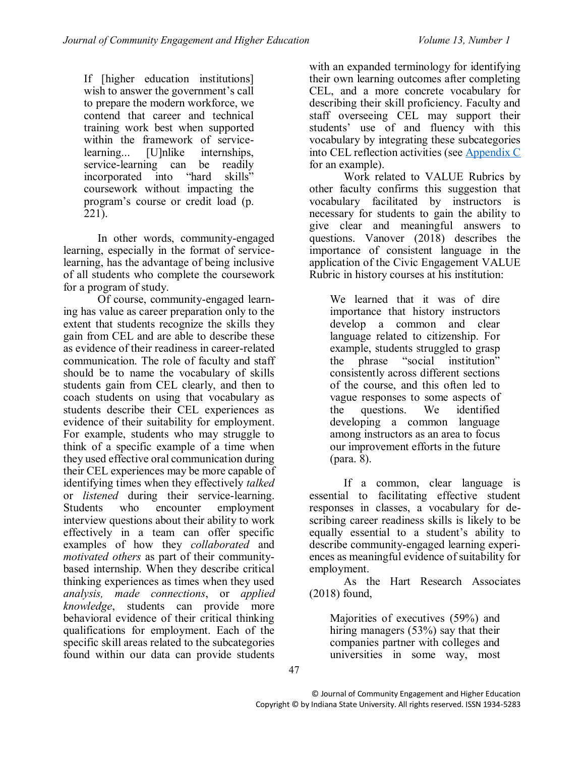> If [higher education institutions] wish to answer the government's call to prepare the modern workforce, we contend that career and technical training work best when supported within the framework of service-learning... [U]nlike internships, service-learning can be readily incorporated into "hard skills" coursework without impacting the program's course or credit load (p. 221).

In other words, community-engaged learning, especially in the format of service-learning, has the advantage of being inclusive of all students who complete the coursework for a program of study.

Of course, community-engaged learning has value as career preparation only to the extent that students recognize the skills they gain from CEL and are able to describe these as evidence of their readiness in career-related communication. The role of faculty and staff should be to name the vocabulary of skills students gain from CEL clearly, and then to coach students on using that vocabulary as students describe their CEL experiences as evidence of their suitability for employment. For example, students who may struggle to think of a specific example of a time when they used effective oral communication during their CEL experiences may be more capable of identifying times when they effectively *talked* or *listened* during their service-learning. Students who encounter employment interview questions about their ability to work effectively in a team can offer specific examples of how they *collaborated* and *motivated others* as part of their community-based internship. When they describe critical thinking experiences as times when they used *analysis, made connections*, or *applied knowledge*, students can provide more behavioral evidence of their critical thinking qualifications for employment. Each of the specific skill areas related to the subcategories found within our data can provide students with an expanded terminology for identifying their own learning outcomes after completing CEL, and a more concrete vocabulary for describing their skill proficiency. Faculty and staff overseeing CEL may support their students' use of and fluency with this vocabulary by integrating these subcategories into CEL reflection activities (see Appendix C for an example).

Work related to VALUE Rubrics by other faculty confirms this suggestion that vocabulary facilitated by instructors is necessary for students to gain the ability to give clear and meaningful answers to questions. Vanover (2018) describes the importance of consistent language in the application of the Civic Engagement VALUE Rubric in history courses at his institution:

> We learned that it was of dire importance that history instructors develop a common and clear language related to citizenship. For example, students struggled to grasp the phrase "social institution" consistently across different sections of the course, and this often led to vague responses to some aspects of the questions. We identified developing a common language among instructors as an area to focus our improvement efforts in the future (para. 8).

If a common, clear language is essential to facilitating effective student responses in classes, a vocabulary for describing career readiness skills is likely to be equally essential to a student's ability to describe community-engaged learning experiences as meaningful evidence of suitability for employment.

As the Hart Research Associates (2018) found,

> Majorities of executives (59%) and hiring managers (53%) say that their companies partner with colleges and universities in some way, most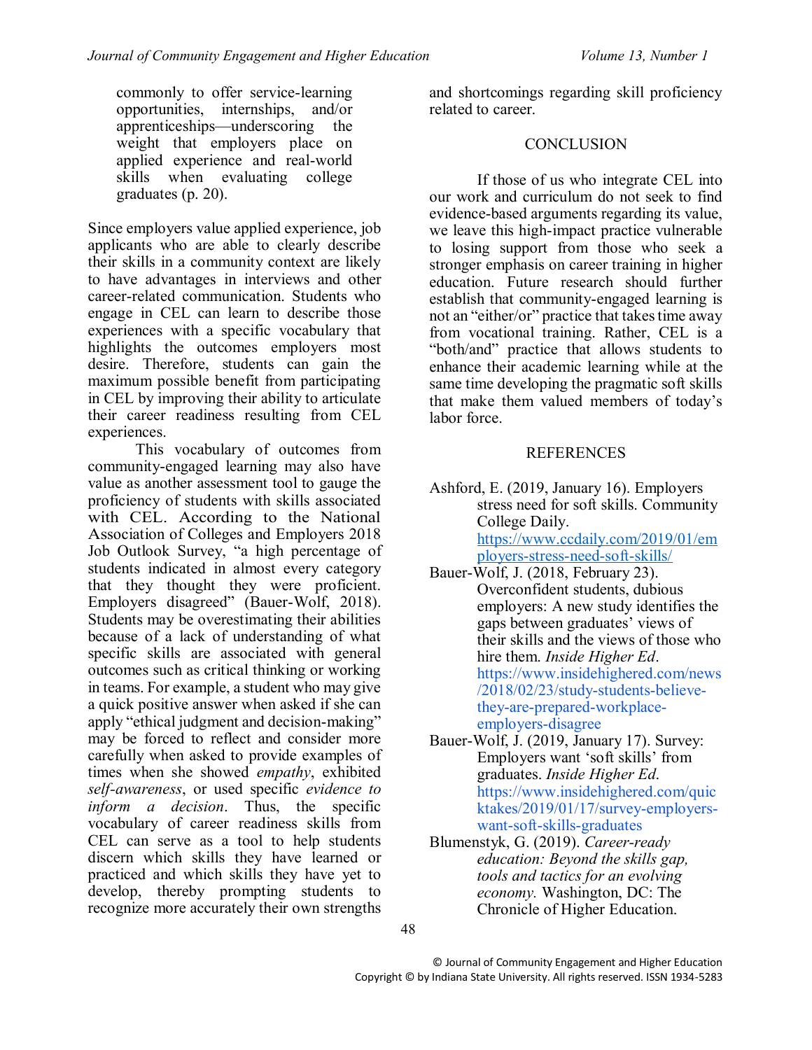commonly to offer service-learning opportunities, internships, and/or apprenticeships—underscoring the weight that employers place on applied experience and real-world skills when evaluating college graduates (p. 20).

Since employers value applied experience, job applicants who are able to clearly describe their skills in a community context are likely to have advantages in interviews and other career-related communication. Students who engage in CEL can learn to describe those experiences with a specific vocabulary that highlights the outcomes employers most desire. Therefore, students can gain the maximum possible benefit from participating in CEL by improving their ability to articulate their career readiness resulting from CEL experiences.

This vocabulary of outcomes from community-engaged learning may also have value as another assessment tool to gauge the proficiency of students with skills associated with CEL. According to the National Association of Colleges and Employers 2018 Job Outlook Survey, "a high percentage of students indicated in almost every category that they thought they were proficient. Employers disagreed" (Bauer-Wolf, 2018). Students may be overestimating their abilities because of a lack of understanding of what specific skills are associated with general outcomes such as critical thinking or working in teams. For example, a student who may give a quick positive answer when asked if she can apply "ethical judgment and decision-making" may be forced to reflect and consider more carefully when asked to provide examples of times when she showed *empathy*, exhibited *self-awareness*, or used specific *evidence to inform a decision*. Thus, the specific vocabulary of career readiness skills from CEL can serve as a tool to help students discern which skills they have learned or practiced and which skills they have yet to develop, thereby prompting students to recognize more accurately their own strengths and shortcomings regarding skill proficiency related to career.

## CONCLUSION

If those of us who integrate CEL into our work and curriculum do not seek to find evidence-based arguments regarding its value, we leave this high-impact practice vulnerable to losing support from those who seek a stronger emphasis on career training in higher education. Future research should further establish that community-engaged learning is not an "either/or" practice that takes time away from vocational training. Rather, CEL is a "both/and" practice that allows students to enhance their academic learning while at the same time developing the pragmatic soft skills that make them valued members of today's labor force.

## REFERENCES

Ashford, E. (2019, January 16). Employers stress need for soft skills. Community College Daily. https://www.ccdaily.com/2019/01/employers-stress-need-soft-skills/

Bauer-Wolf, J. (2018, February 23). Overconfident students, dubious employers: A new study identifies the gaps between graduates' views of their skills and the views of those who hire them. *Inside Higher Ed*. https://www.insidehighered.com/news/2018/02/23/study-students-believe-they-are-prepared-workplace-employers-disagree

Bauer-Wolf, J. (2019, January 17). Survey: Employers want 'soft skills' from graduates. *Inside Higher Ed*. https://www.insidehighered.com/quicktakes/2019/01/17/survey-employers-want-soft-skills-graduates

Blumenstyk, G. (2019). *Career-ready education: Beyond the skills gap, tools and tactics for an evolving economy.* Washington, DC: The Chronicle of Higher Education.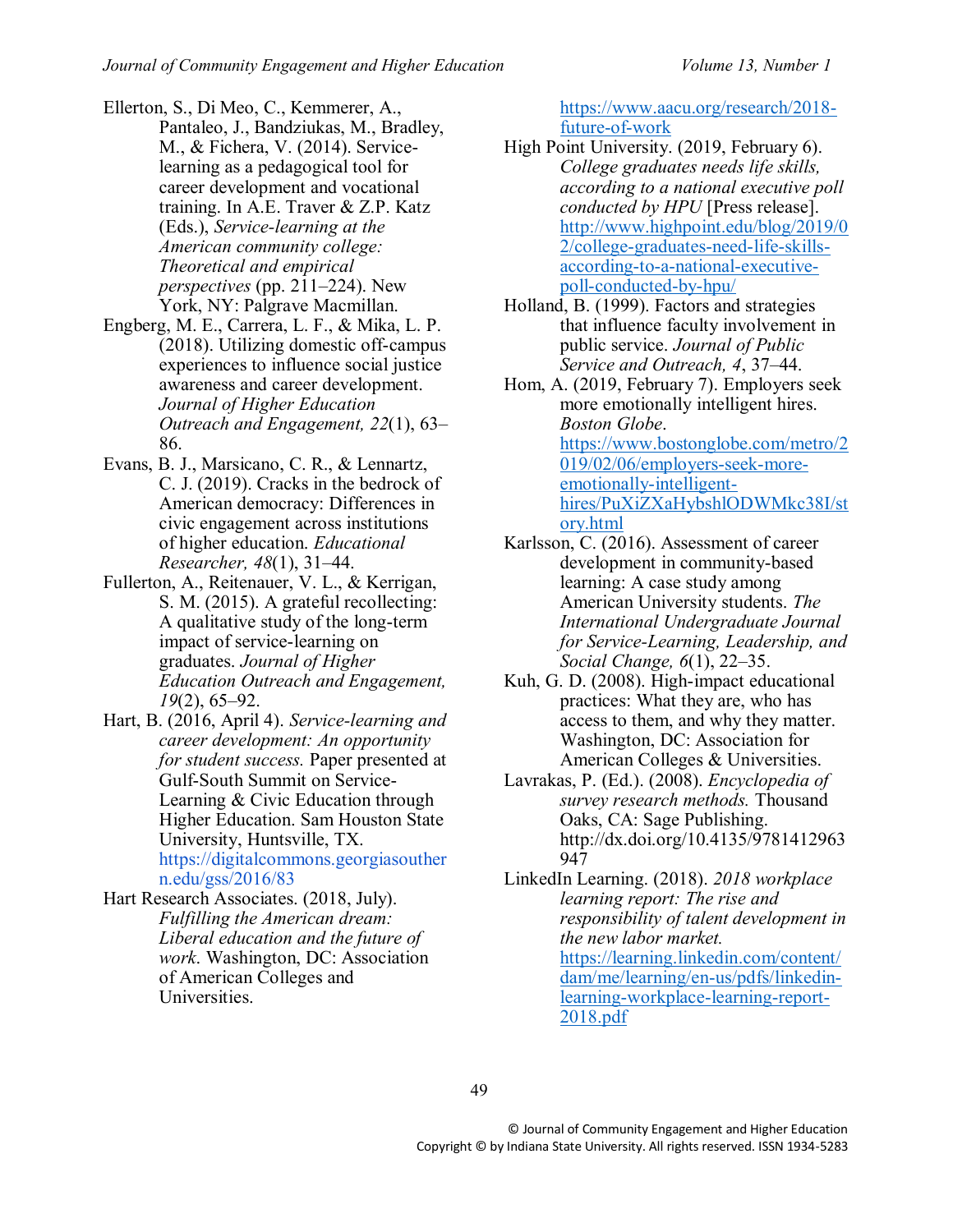Ellerton, S., Di Meo, C., Kemmerer, A., Pantaleo, J., Bandziukas, M., Bradley, M., & Fichera, V. (2014). Service-learning as a pedagogical tool for career development and vocational training. In A.E. Traver & Z.P. Katz (Eds.), *Service-learning at the American community college: Theoretical and empirical perspectives* (pp. 211–224). New York, NY: Palgrave Macmillan.

Engberg, M. E., Carrera, L. F., & Mika, L. P. (2018). Utilizing domestic off-campus experiences to influence social justice awareness and career development. *Journal of Higher Education Outreach and Engagement, 22*(1), 63–86.

Evans, B. J., Marsicano, C. R., & Lennartz, C. J. (2019). Cracks in the bedrock of American democracy: Differences in civic engagement across institutions of higher education. *Educational Researcher, 48*(1), 31–44.

Fullerton, A., Reitenauer, V. L., & Kerrigan, S. M. (2015). A grateful recollecting: A qualitative study of the long-term impact of service-learning on graduates. *Journal of Higher Education Outreach and Engagement, 19*(2), 65–92.

Hart, B. (2016, April 4). *Service-learning and career development: An opportunity for student success.* Paper presented at Gulf-South Summit on Service-Learning & Civic Education through Higher Education. Sam Houston State University, Huntsville, TX. https://digitalcommons.georgiasouthern.edu/gss/2016/83

Hart Research Associates. (2018, July). *Fulfilling the American dream: Liberal education and the future of work*. Washington, DC: Association of American Colleges and Universities. https://www.aacu.org/research/2018-future-of-work

High Point University. (2019, February 6). *College graduates needs life skills, according to a national executive poll conducted by HPU* [Press release]. http://www.highpoint.edu/blog/2019/02/college-graduates-need-life-skills-according-to-a-national-executive-poll-conducted-by-hpu/

Holland, B. (1999). Factors and strategies that influence faculty involvement in public service. *Journal of Public Service and Outreach, 4*, 37–44.

Hom, A. (2019, February 7). Employers seek more emotionally intelligent hires. *Boston Globe*. https://www.bostonglobe.com/metro/2019/02/06/employers-seek-more-emotionally-intelligent-hires/PuXiZXaHybshlODWMkc38I/story.html

Karlsson, C. (2016). Assessment of career development in community-based learning: A case study among American University students. *The International Undergraduate Journal for Service-Learning, Leadership, and Social Change, 6*(1), 22–35.

Kuh, G. D. (2008). High-impact educational practices: What they are, who has access to them, and why they matter. Washington, DC: Association for American Colleges & Universities.

Lavrakas, P. (Ed.). (2008). *Encyclopedia of survey research methods.* Thousand Oaks, CA: Sage Publishing. http://dx.doi.org/10.4135/9781412963947

LinkedIn Learning. (2018). *2018 workplace learning report: The rise and responsibility of talent development in the new labor market.* https://learning.linkedin.com/content/dam/me/learning/en-us/pdfs/linkedin-learning-workplace-learning-report-2018.pdf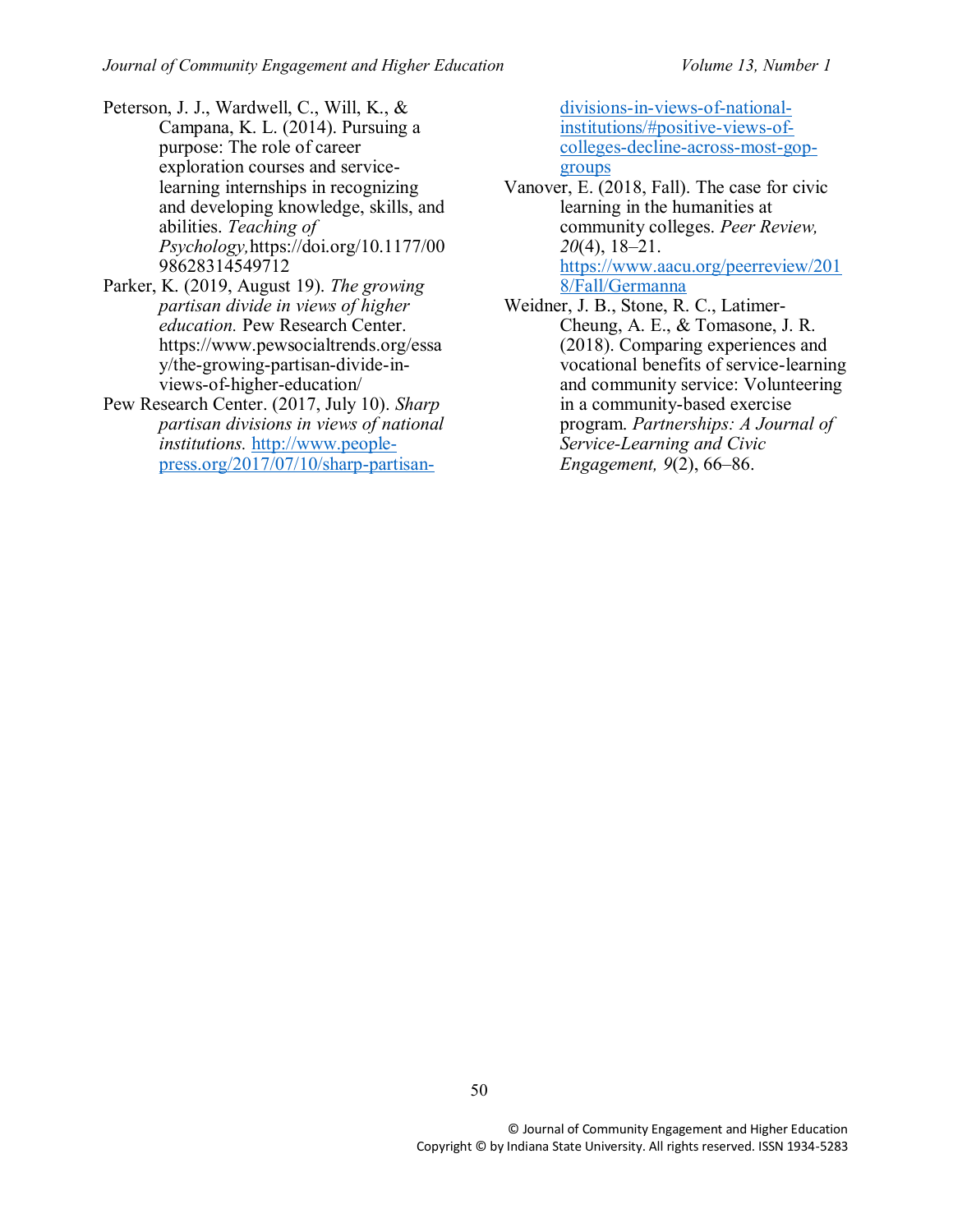Peterson, J. J., Wardwell, C., Will, K., & Campana, K. L. (2014). Pursuing a purpose: The role of career exploration courses and service-learning internships in recognizing and developing knowledge, skills, and abilities. *Teaching of Psychology,* https://doi.org/10.1177/0098628314549712

Parker, K. (2019, August 19). *The growing partisan divide in views of higher education.* Pew Research Center. https://www.pewsocialtrends.org/essay/the-growing-partisan-divide-in-views-of-higher-education/

Pew Research Center. (2017, July 10). *Sharp partisan divisions in views of national institutions.* [http://www.people-press.org/2017/07/10/sharp-partisan-divisions-in-views-of-national-institutions/#positive-views-of-colleges-decline-across-most-gop-groups](http://www.people-press.org/2017/07/10/sharp-partisan-divisions-in-views-of-national-institutions/#positive-views-of-colleges-decline-across-most-gop-groups)

Vanover, E. (2018, Fall). The case for civic learning in the humanities at community colleges. *Peer Review, 20*(4), 18–21. [https://www.aacu.org/peerreview/2018/Fall/Germanna](https://www.aacu.org/peerreview/2018/Fall/Germanna)

Weidner, J. B., Stone, R. C., Latimer-Cheung, A. E., & Tomasone, J. R. (2018). Comparing experiences and vocational benefits of service-learning and community service: Volunteering in a community-based exercise program. *Partnerships: A Journal of Service-Learning and Civic Engagement, 9*(2), 66–86.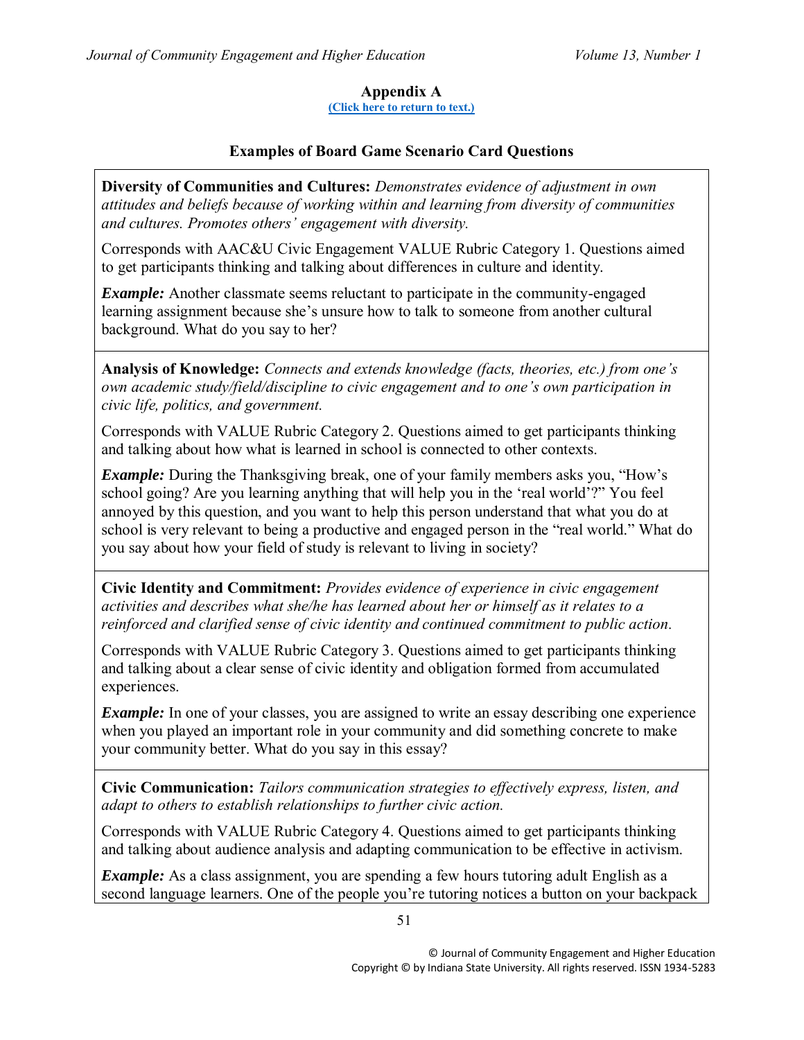## Appendix A

(Click here to return to text.)

### Examples of Board Game Scenario Card Questions

**Diversity of Communities and Cultures:** *Demonstrates evidence of adjustment in own attitudes and beliefs because of working within and learning from diversity of communities and cultures. Promotes others' engagement with diversity.*

Corresponds with AAC&U Civic Engagement VALUE Rubric Category 1. Questions aimed to get participants thinking and talking about differences in culture and identity.

***Example:*** Another classmate seems reluctant to participate in the community-engaged learning assignment because she's unsure how to talk to someone from another cultural background. What do you say to her?

**Analysis of Knowledge:** *Connects and extends knowledge (facts, theories, etc.) from one's own academic study/field/discipline to civic engagement and to one's own participation in civic life, politics, and government.*

Corresponds with VALUE Rubric Category 2. Questions aimed to get participants thinking and talking about how what is learned in school is connected to other contexts.

***Example:*** During the Thanksgiving break, one of your family members asks you, "How's school going? Are you learning anything that will help you in the 'real world'?" You feel annoyed by this question, and you want to help this person understand that what you do at school is very relevant to being a productive and engaged person in the "real world." What do you say about how your field of study is relevant to living in society?

**Civic Identity and Commitment:** *Provides evidence of experience in civic engagement activities and describes what she/he has learned about her or himself as it relates to a reinforced and clarified sense of civic identity and continued commitment to public action.*

Corresponds with VALUE Rubric Category 3. Questions aimed to get participants thinking and talking about a clear sense of civic identity and obligation formed from accumulated experiences.

***Example:*** In one of your classes, you are assigned to write an essay describing one experience when you played an important role in your community and did something concrete to make your community better. What do you say in this essay?

**Civic Communication:** *Tailors communication strategies to effectively express, listen, and adapt to others to establish relationships to further civic action.*

Corresponds with VALUE Rubric Category 4. Questions aimed to get participants thinking and talking about audience analysis and adapting communication to be effective in activism.

***Example:*** As a class assignment, you are spending a few hours tutoring adult English as a second language learners. One of the people you're tutoring notices a button on your backpack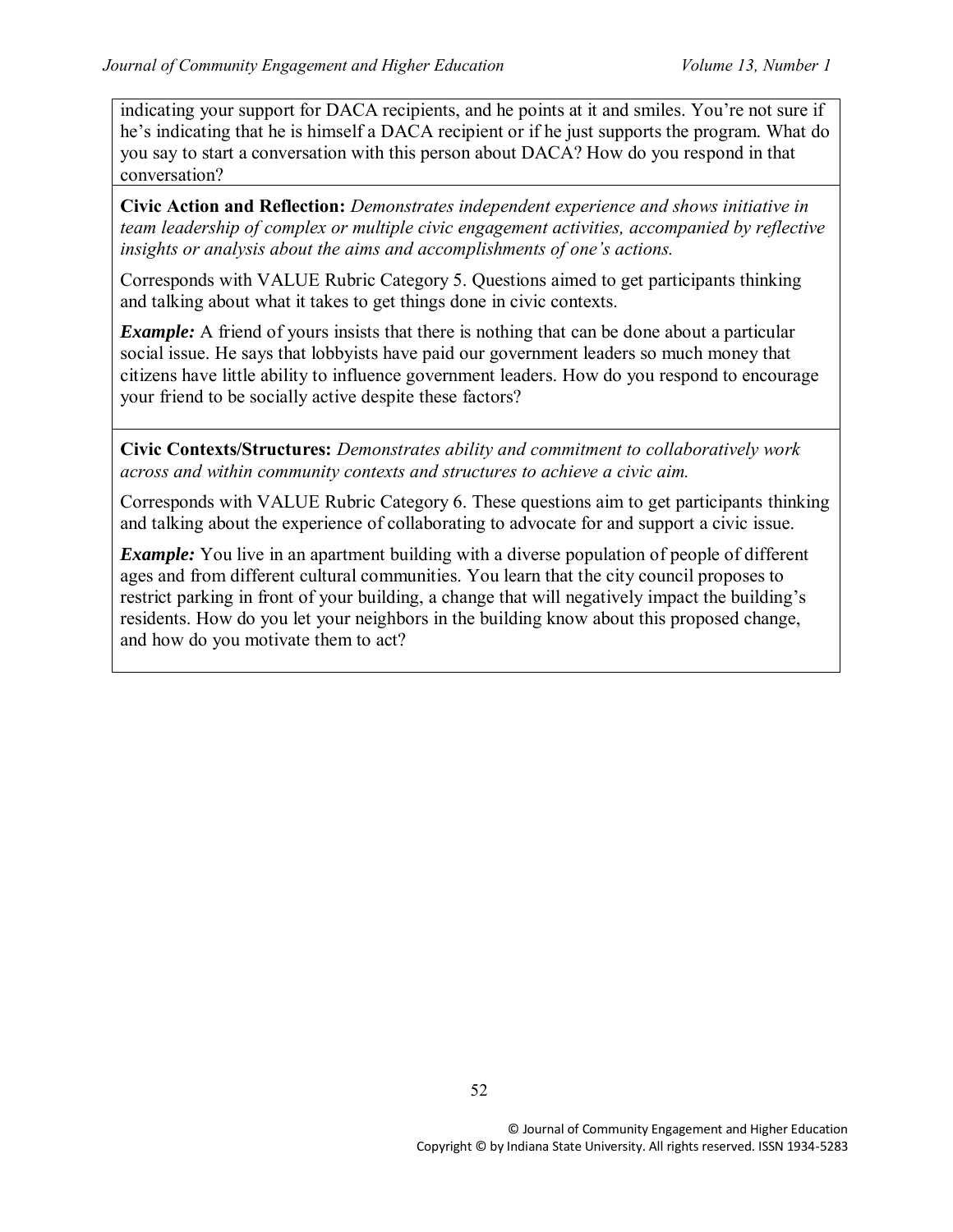indicating your support for DACA recipients, and he points at it and smiles. You're not sure if he's indicating that he is himself a DACA recipient or if he just supports the program. What do you say to start a conversation with this person about DACA? How do you respond in that conversation?

**Civic Action and Reflection:** *Demonstrates independent experience and shows initiative in team leadership of complex or multiple civic engagement activities, accompanied by reflective insights or analysis about the aims and accomplishments of one's actions.*

Corresponds with VALUE Rubric Category 5. Questions aimed to get participants thinking and talking about what it takes to get things done in civic contexts.

***Example:*** A friend of yours insists that there is nothing that can be done about a particular social issue. He says that lobbyists have paid our government leaders so much money that citizens have little ability to influence government leaders. How do you respond to encourage your friend to be socially active despite these factors?

**Civic Contexts/Structures:** *Demonstrates ability and commitment to collaboratively work across and within community contexts and structures to achieve a civic aim.*

Corresponds with VALUE Rubric Category 6. These questions aim to get participants thinking and talking about the experience of collaborating to advocate for and support a civic issue.

***Example:*** You live in an apartment building with a diverse population of people of different ages and from different cultural communities. You learn that the city council proposes to restrict parking in front of your building, a change that will negatively impact the building's residents. How do you let your neighbors in the building know about this proposed change, and how do you motivate them to act?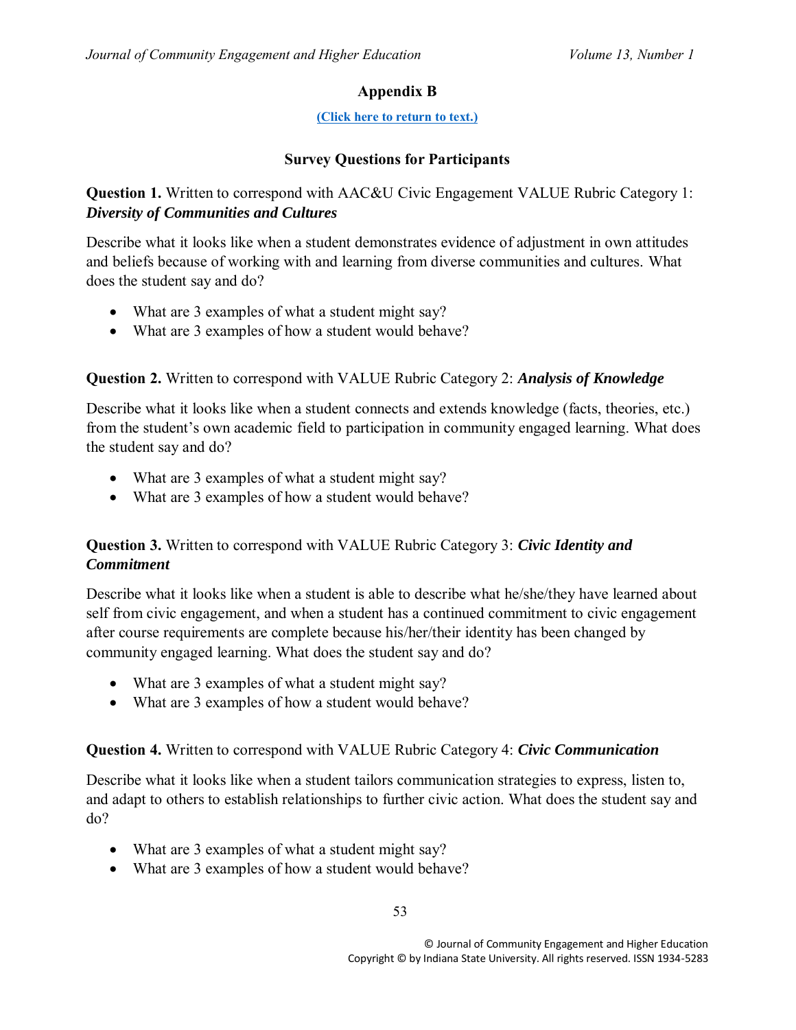## Appendix B

(Click here to return to text.)

### Survey Questions for Participants

**Question 1.** Written to correspond with AAC&U Civic Engagement VALUE Rubric Category 1: ***Diversity of Communities and Cultures***

Describe what it looks like when a student demonstrates evidence of adjustment in own attitudes and beliefs because of working with and learning from diverse communities and cultures. What does the student say and do?

- What are 3 examples of what a student might say?
- What are 3 examples of how a student would behave?

**Question 2.** Written to correspond with VALUE Rubric Category 2: ***Analysis of Knowledge***

Describe what it looks like when a student connects and extends knowledge (facts, theories, etc.) from the student's own academic field to participation in community engaged learning. What does the student say and do?

- What are 3 examples of what a student might say?
- What are 3 examples of how a student would behave?

**Question 3.** Written to correspond with VALUE Rubric Category 3: ***Civic Identity and Commitment***

Describe what it looks like when a student is able to describe what he/she/they have learned about self from civic engagement, and when a student has a continued commitment to civic engagement after course requirements are complete because his/her/their identity has been changed by community engaged learning. What does the student say and do?

- What are 3 examples of what a student might say?
- What are 3 examples of how a student would behave?

**Question 4.** Written to correspond with VALUE Rubric Category 4: ***Civic Communication***

Describe what it looks like when a student tailors communication strategies to express, listen to, and adapt to others to establish relationships to further civic action. What does the student say and do?

- What are 3 examples of what a student might say?
- What are 3 examples of how a student would behave?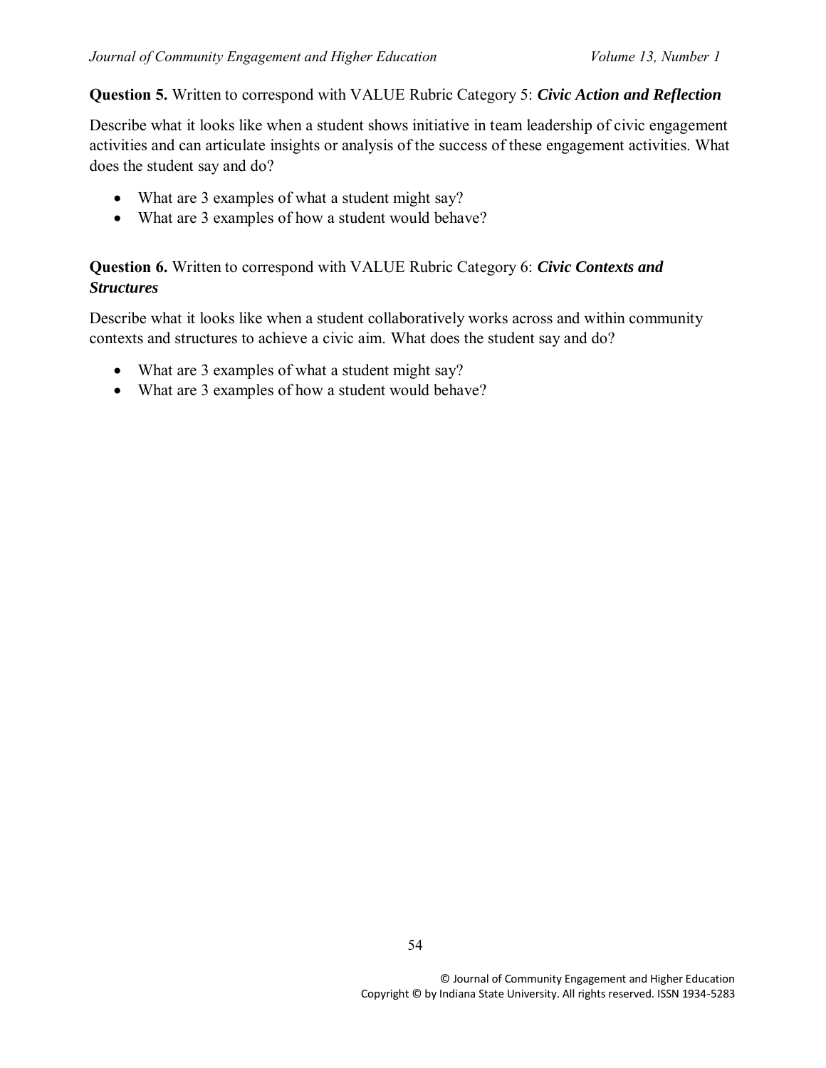**Question 5.** Written to correspond with VALUE Rubric Category 5: ***Civic Action and Reflection***

Describe what it looks like when a student shows initiative in team leadership of civic engagement activities and can articulate insights or analysis of the success of these engagement activities. What does the student say and do?

- What are 3 examples of what a student might say?
- What are 3 examples of how a student would behave?

**Question 6.** Written to correspond with VALUE Rubric Category 6: ***Civic Contexts and Structures***

Describe what it looks like when a student collaboratively works across and within community contexts and structures to achieve a civic aim. What does the student say and do?

- What are 3 examples of what a student might say?
- What are 3 examples of how a student would behave?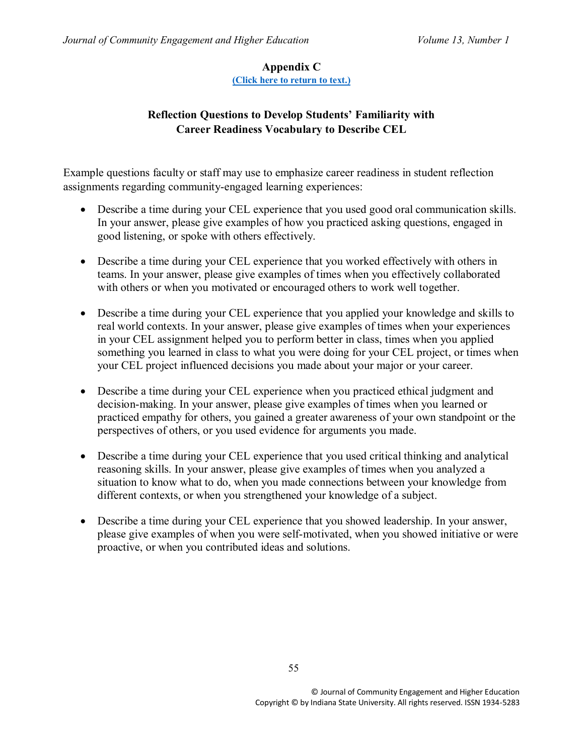## Appendix C

(Click here to return to text.)

### Reflection Questions to Develop Students' Familiarity with Career Readiness Vocabulary to Describe CEL

Example questions faculty or staff may use to emphasize career readiness in student reflection assignments regarding community-engaged learning experiences:

- Describe a time during your CEL experience that you used good oral communication skills. In your answer, please give examples of how you practiced asking questions, engaged in good listening, or spoke with others effectively.

- Describe a time during your CEL experience that you worked effectively with others in teams. In your answer, please give examples of times when you effectively collaborated with others or when you motivated or encouraged others to work well together.

- Describe a time during your CEL experience that you applied your knowledge and skills to real world contexts. In your answer, please give examples of times when your experiences in your CEL assignment helped you to perform better in class, times when you applied something you learned in class to what you were doing for your CEL project, or times when your CEL project influenced decisions you made about your major or your career.

- Describe a time during your CEL experience when you practiced ethical judgment and decision-making. In your answer, please give examples of times when you learned or practiced empathy for others, you gained a greater awareness of your own standpoint or the perspectives of others, or you used evidence for arguments you made.

- Describe a time during your CEL experience that you used critical thinking and analytical reasoning skills. In your answer, please give examples of times when you analyzed a situation to know what to do, when you made connections between your knowledge from different contexts, or when you strengthened your knowledge of a subject.

- Describe a time during your CEL experience that you showed leadership. In your answer, please give examples of when you were self-motivated, when you showed initiative or were proactive, or when you contributed ideas and solutions.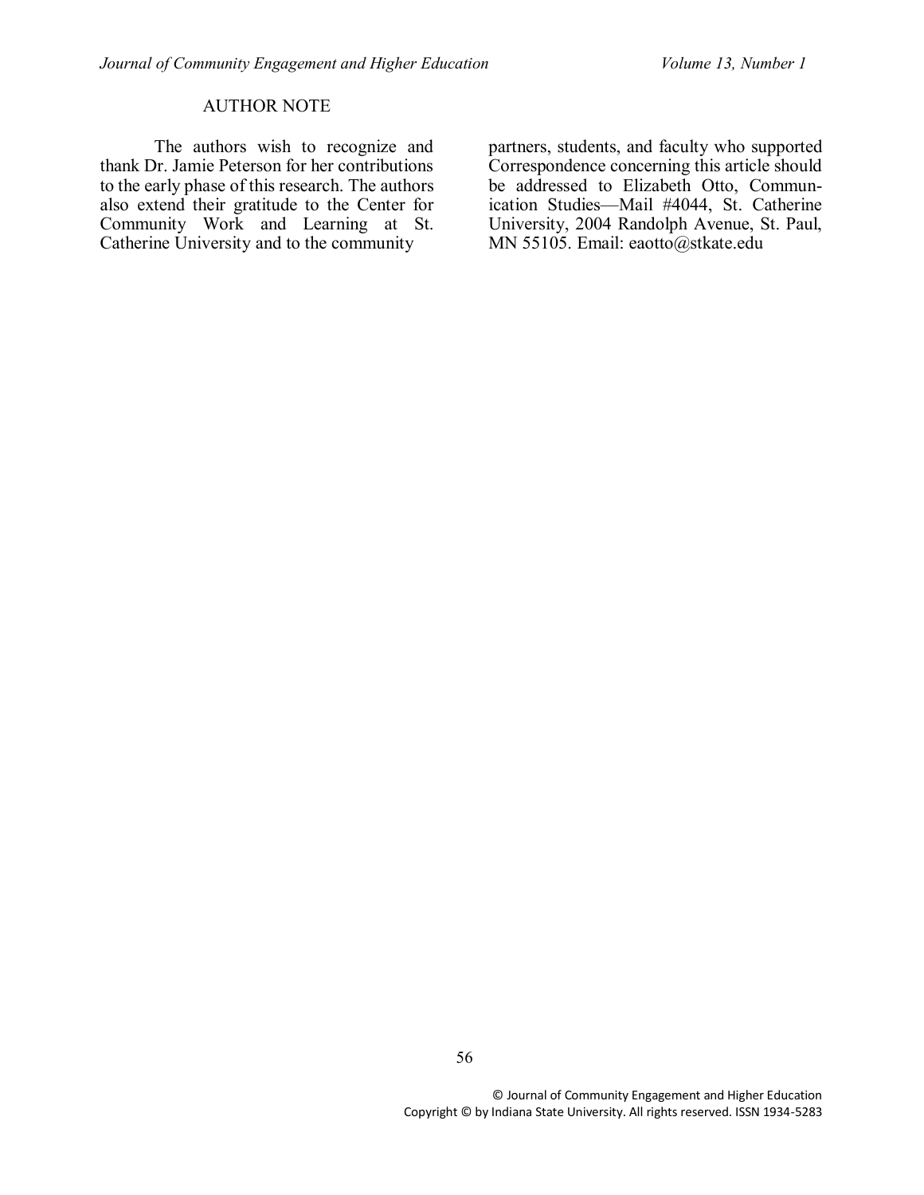## AUTHOR NOTE

The authors wish to recognize and thank Dr. Jamie Peterson for her contributions to the early phase of this research. The authors also extend their gratitude to the Center for Community Work and Learning at St. Catherine University and to the community partners, students, and faculty who supported Correspondence concerning this article should be addressed to Elizabeth Otto, Communication Studies—Mail #4044, St. Catherine University, 2004 Randolph Avenue, St. Paul, MN 55105. Email: eaotto@stkate.edu

© Journal of Community Engagement and Higher Education
Copyright © by Indiana State University. All rights reserved. ISSN 1934-5283